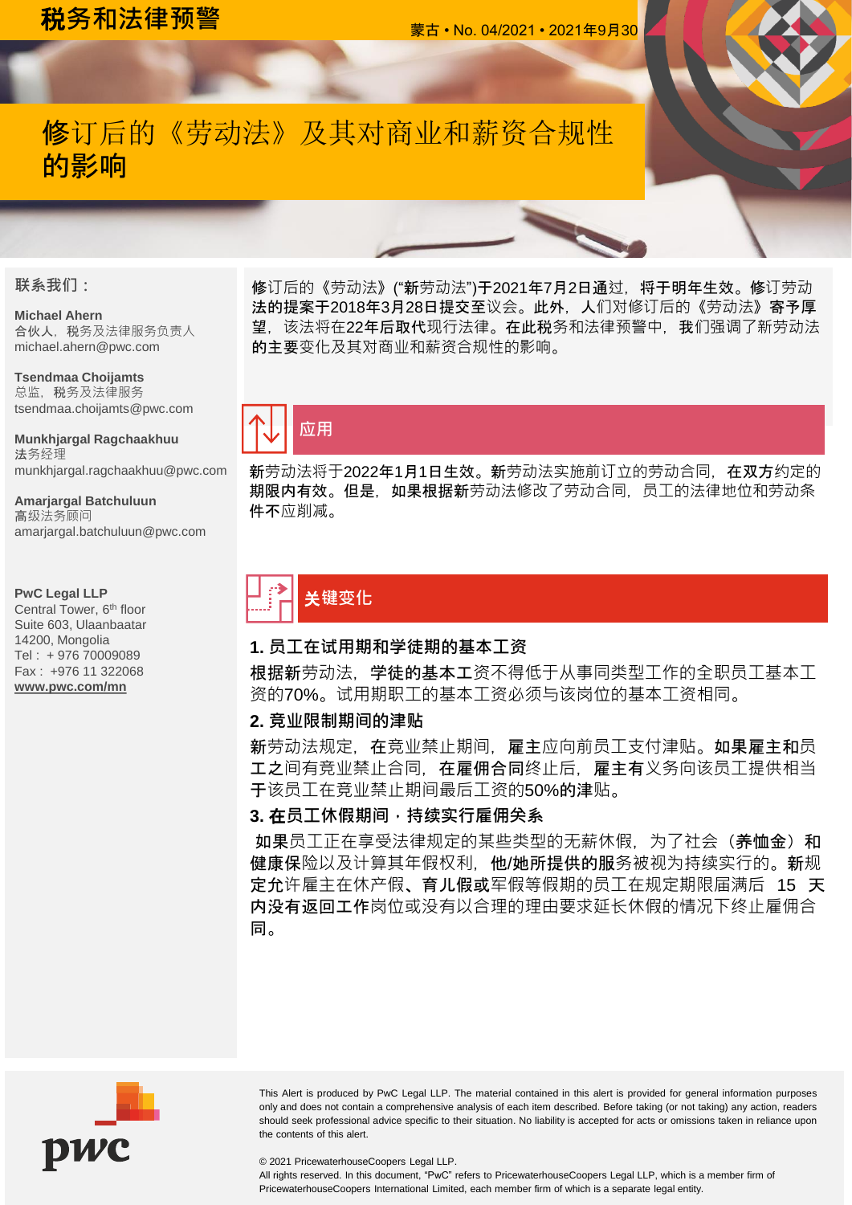税务和法律预警

蒙古 • No. 04/2021 • 2021年9月30

# 修订后的《劳动法》及其对商业和薪资合规性的影响

修订后的《劳动法》("新劳动法")于2021年7月2日通过，将于明年生效。修订劳动法的提案于2018年3月28日提交至议会。此外，人们对修订后的《劳动法》寄予厚望，该法将在22年后取代现行法律。在此税务和法律预警中，我们强调了新劳动法的主要变化及其对商业和薪资合规性的影响。

## 应用

新劳动法将于2022年1月1日生效。新劳动法实施前订立的劳动合同，在双方约定的期限内有效。但是，如果根据新劳动法修改了劳动合同，员工的法律地位和劳动条件不应削减。

## 关键变化

### 1. 员工在试用期和学徒期的基本工资

根据新劳动法，学徒的基本工资不得低于从事同类型工作的全职员工基本工资的70%。试用期职工的基本工资必须与该岗位的基本工资相同。

### 2. 竞业限制期间的津贴

新劳动法规定，在竞业禁止期间，雇主应向前员工支付津贴。如果雇主和员工之间有竞业禁止合同，在雇佣合同终止后，雇主有义务向该员工提供相当于该员工在竞业禁止期间最后工资的50%的津贴。

### 3. 在员工休假期间，持续实行雇佣关系

如果员工正在享受法律规定的某些类型的无薪休假，为了社会（养恤金）和健康保险以及计算其年假权利，他/她所提供的服务被视为持续实行的。新规定允许雇主在休产假、育儿假或军假等假期的员工在规定期限届满后 15 天内没有返回工作岗位或没有以合理的理由要求延长休假的情况下终止雇佣合同。

---

**联系我们：**

**Michael Ahern**
合伙人，税务及法律服务负责人
michael.ahern@pwc.com

**Tsendmaa Choijamts**
总监，税务及法律服务
tsendmaa.choijamts@pwc.com

**Munkhjargal Ragchaakhuu**
法务经理
munkhjargal.ragchaakhuu@pwc.com

**Amarjargal Batchuluun**
高级法务顾问
amarjargal.batchuluun@pwc.com

**PwC Legal LLP**
Central Tower, 6th floor
Suite 603, Ulaanbaatar
14200, Mongolia
Tel : + 976 70009089
Fax : +976 11 322068
**www.pwc.com/mn**

This Alert is produced by PwC Legal LLP. The material contained in this alert is provided for general information purposes only and does not contain a comprehensive analysis of each item described. Before taking (or not taking) any action, readers should seek professional advice specific to their situation. No liability is accepted for acts or omissions taken in reliance upon the contents of this alert.

© 2021 PricewaterhouseCoopers Legal LLP.
All rights reserved. In this document, "PwC" refers to PricewaterhouseCoopers Legal LLP, which is a member firm of PricewaterhouseCoopers International Limited, each member firm of which is a separate legal entity.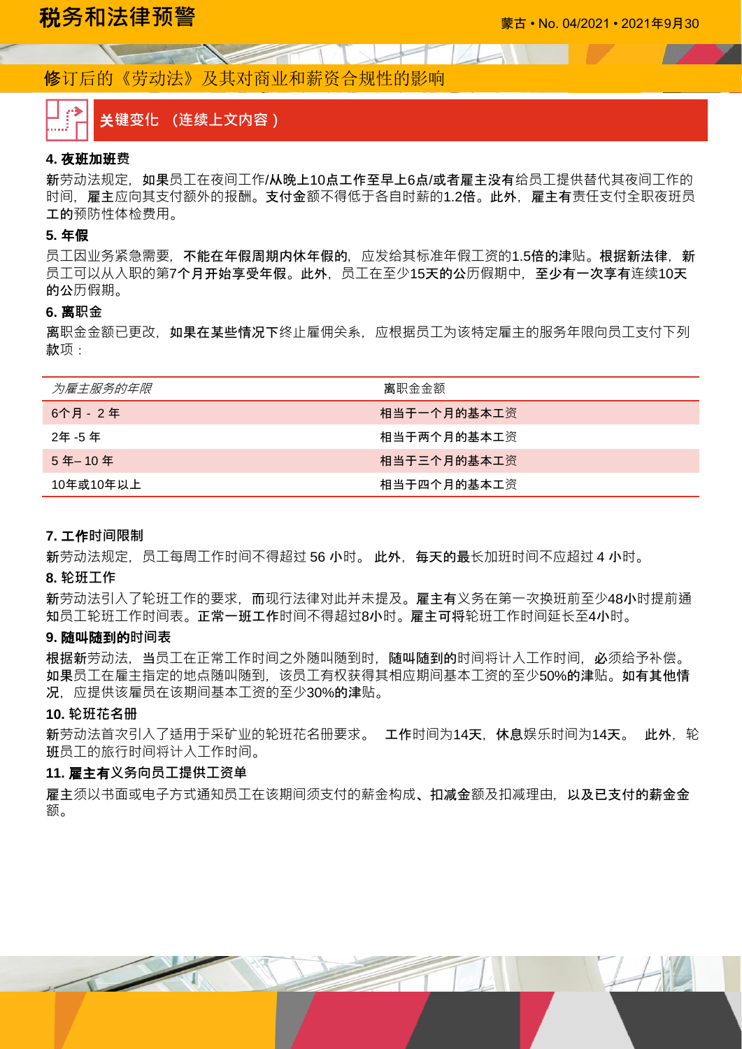## 修订后的《劳动法》及其对商业和薪资合规性的影响

### 关键变化 （连续上文内容 ）

**4. 夜班加班费**

新劳动法规定，如果员工在夜间工作/从晚上10点工作至早上6点/或者雇主没有给员工提供替代其夜间工作的时间，雇主应向其支付额外的报酬。支付金额不得低于各自时薪的1.2倍。此外，雇主有责任支付全职夜班员工的预防性体检费用。

**5. 年假**

员工因业务紧急需要，不能在年假周期内休年假的，应发给其标准年假工资的1.5倍的津贴。根据新法律，新员工可以从入职的第7个月开始享受年假。此外，员工在至少15天的公历假期中，至少有一次享有连续10天的公历假期。

**6. 离职金**

离职金金额已更改，如果在某些情况下终止雇佣关系，应根据员工为该特定雇主的服务年限向员工支付下列款项：

| *为雇主服务的年限* | 离职金金额 |
| --- | --- |
| 6个月 - 2 年 | 相当于一个月的基本工资 |
| 2年 -5 年 | 相当于两个月的基本工资 |
| 5 年– 10 年 | 相当于三个月的基本工资 |
| 10年或10年以上 | 相当于四个月的基本工资 |

**7. 工作时间限制**

新劳动法规定，员工每周工作时间不得超过 56 小时。 此外，每天的最长加班时间不应超过 4 小时。

**8. 轮班工作**

新劳动法引入了轮班工作的要求，而现行法律对此并未提及。雇主有义务在第一次换班前至少48小时提前通知员工轮班工作时间表。正常一班工作时间不得超过8小时。雇主可将轮班工作时间延长至4小时。

**9. 随叫随到的时间表**

根据新劳动法，当员工在正常工作时间之外随叫随到时，随叫随到的时间将计入工作时间，必须给予补偿。如果员工在雇主指定的地点随叫随到，该员工有权获得其相应期间基本工资的至少50%的津贴。如有其他情况，应提供该雇员在该期间基本工资的至少30%的津贴。

**10. 轮班花名册**

新劳动法首次引入了适用于采矿业的轮班花名册要求。 工作时间为14天，休息娱乐时间为14天。 此外，轮班员工的旅行时间将计入工作时间。

**11. 雇主有义务向员工提供工资单**

雇主须以书面或电子方式通知员工在该期间须支付的薪金构成、扣减金额及扣减理由，以及已支付的薪金金额。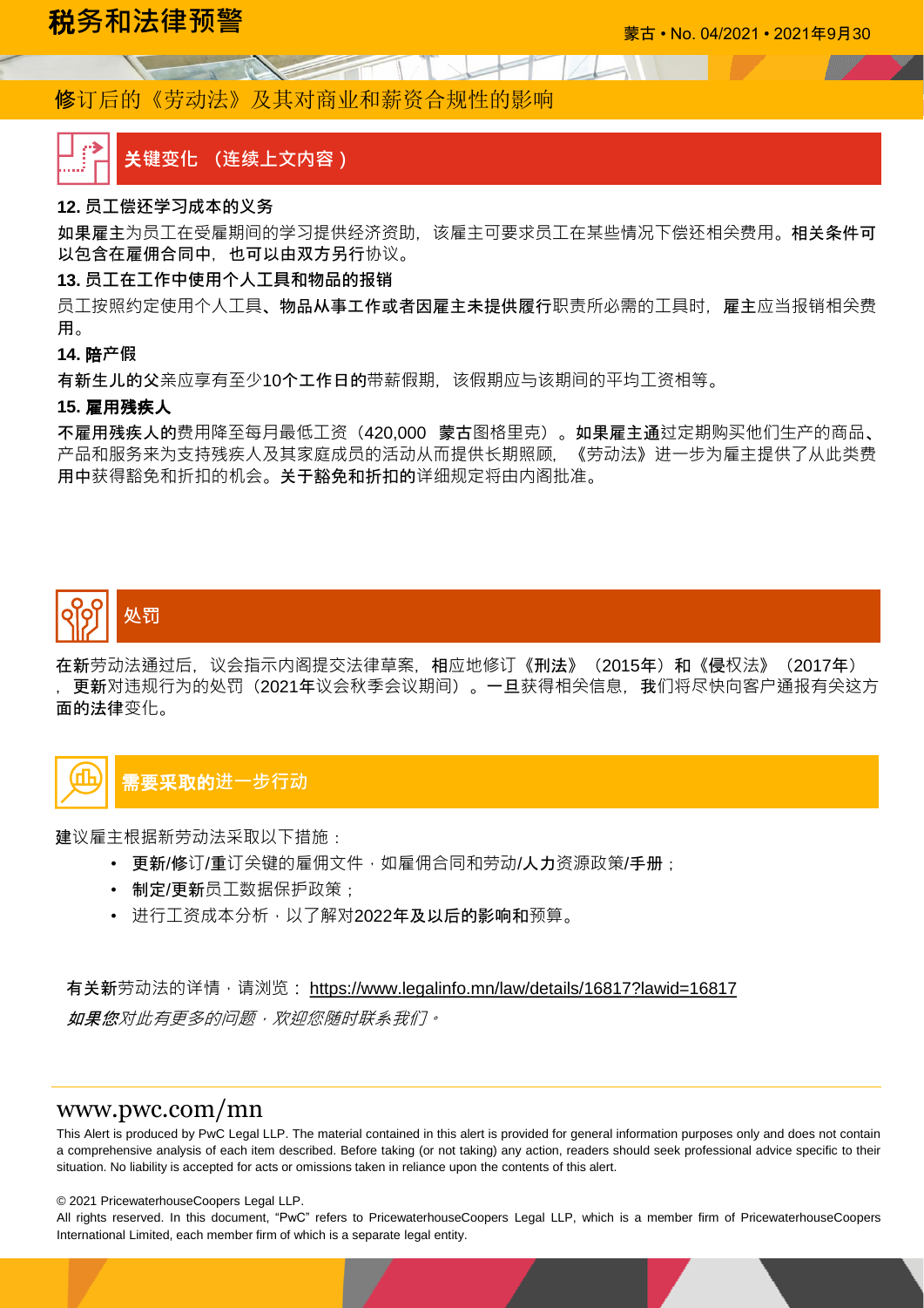## 关键变化 （连续上文内容）

### 12. 员工偿还学习成本的义务

如果雇主为员工在受雇期间的学习提供经济资助，该雇主可要求员工在某些情况下偿还相关费用。相关条件可以包含在雇佣合同中，也可以由双方另行协议。

### 13. 员工在工作中使用个人工具和物品的报销

员工按照约定使用个人工具、物品从事工作或者因雇主未提供履行职责所必需的工具时，雇主应当报销相关费用。

### 14. 陪产假

有新生儿的父亲应享有至少10个工作日的带薪假期，该假期应与该期间的平均工资相等。

### 15. 雇用残疾人

不雇用残疾人的费用降至每月最低工资（420,000 蒙古图格里克）。如果雇主通过定期购买他们生产的商品、产品和服务来为支持残疾人及其家庭成员的活动从而提供长期照顾，《劳动法》进一步为雇主提供了从此类费用中获得豁免和折扣的机会。关于豁免和折扣的详细规定将由内阁批准。

## 处罚

在新劳动法通过后，议会指示内阁提交法律草案，相应地修订《刑法》（2015年）和《侵权法》（2017年），更新对违规行为的处罚（2021年议会秋季会议期间）。一旦获得相关信息，我们将尽快向客户通报有关这方面的法律变化。

## 需要采取的进一步行动

建议雇主根据新劳动法采取以下措施：

- 更新/修订/重订关键的雇佣文件，如雇佣合同和劳动/人力资源政策/手册；
- 制定/更新员工数据保护政策；
- 进行工资成本分析，以了解对2022年及以后的影响和预算。

有关新劳动法的详情，请浏览： https://www.legalinfo.mn/law/details/16817?lawid=16817

*如果您对此有更多的问题，欢迎您随时联系我们。*

www.pwc.com/mn

This Alert is produced by PwC Legal LLP. The material contained in this alert is provided for general information purposes only and does not contain a comprehensive analysis of each item described. Before taking (or not taking) any action, readers should seek professional advice specific to their situation. No liability is accepted for acts or omissions taken in reliance upon the contents of this alert.

© 2021 PricewaterhouseCoopers Legal LLP.

All rights reserved. In this document, "PwC" refers to PricewaterhouseCoopers Legal LLP, which is a member firm of PricewaterhouseCoopers International Limited, each member firm of which is a separate legal entity.